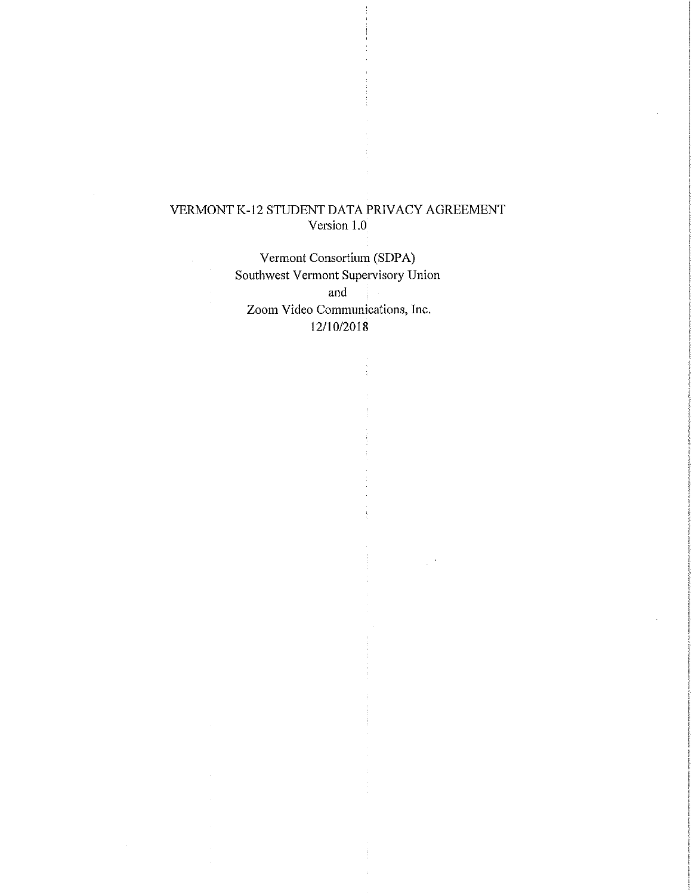# VERMONT K-12 STUDENT DATA PRIVACY AGREEMENT
Version 1.0

Vermont Consortium (SDPA)
Southwest Vermont Supervisory Union
and
Zoom Video Communications, Inc.
12/10/2018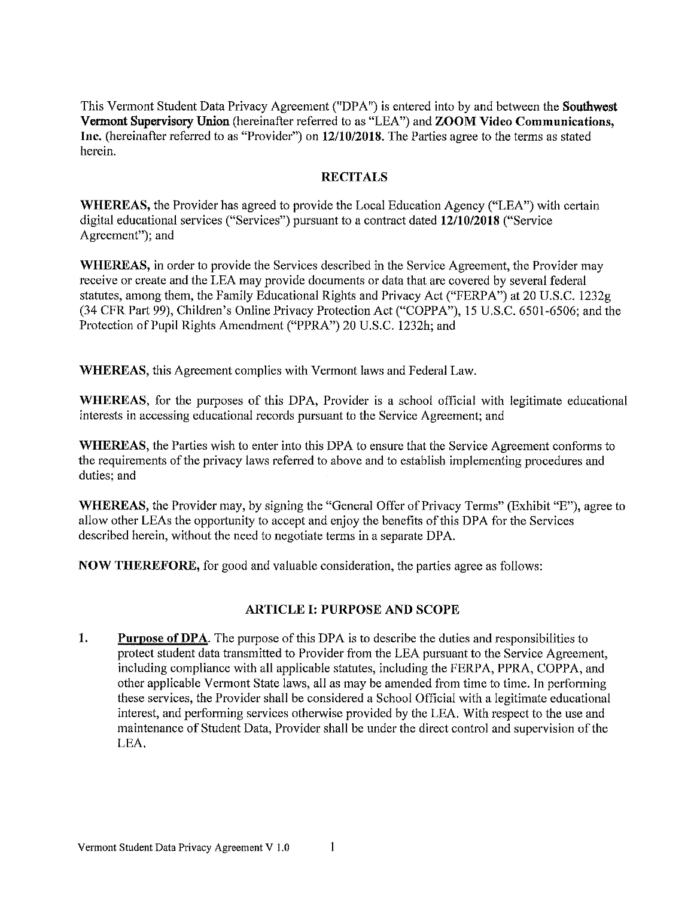This Vermont Student Data Privacy Agreement ("DPA") is entered into by and between the **Southwest Vermont Supervisory Union** (hereinafter referred to as "LEA") and **ZOOM Video Communications, Inc.** (hereinafter referred to as "Provider") on **12/10/2018**. The Parties agree to the terms as stated herein.

## RECITALS

**WHEREAS,** the Provider has agreed to provide the Local Education Agency ("LEA") with certain digital educational services ("Services") pursuant to a contract dated **12/10/2018** ("Service Agreement"); and

**WHEREAS,** in order to provide the Services described in the Service Agreement, the Provider may receive or create and the LEA may provide documents or data that are covered by several federal statutes, among them, the Family Educational Rights and Privacy Act ("FERPA") at 20 U.S.C. 1232g (34 CFR Part 99), Children's Online Privacy Protection Act ("COPPA"), 15 U.S.C. 6501-6506; and the Protection of Pupil Rights Amendment ("PPRA") 20 U.S.C. 1232h; and

**WHEREAS,** this Agreement complies with Vermont laws and Federal Law.

**WHEREAS,** for the purposes of this DPA, Provider is a school official with legitimate educational interests in accessing educational records pursuant to the Service Agreement; and

**WHEREAS,** the Parties wish to enter into this DPA to ensure that the Service Agreement conforms to the requirements of the privacy laws referred to above and to establish implementing procedures and duties; and

**WHEREAS,** the Provider may, by signing the "General Offer of Privacy Terms" (Exhibit "E"), agree to allow other LEAs the opportunity to accept and enjoy the benefits of this DPA for the Services described herein, without the need to negotiate terms in a separate DPA.

**NOW THEREFORE,** for good and valuable consideration, the parties agree as follows:

## ARTICLE I: PURPOSE AND SCOPE

1. **Purpose of DPA**. The purpose of this DPA is to describe the duties and responsibilities to protect student data transmitted to Provider from the LEA pursuant to the Service Agreement, including compliance with all applicable statutes, including the FERPA, PPRA, COPPA, and other applicable Vermont State laws, all as may be amended from time to time. In performing these services, the Provider shall be considered a School Official with a legitimate educational interest, and performing services otherwise provided by the LEA. With respect to the use and maintenance of Student Data, Provider shall be under the direct control and supervision of the LEA.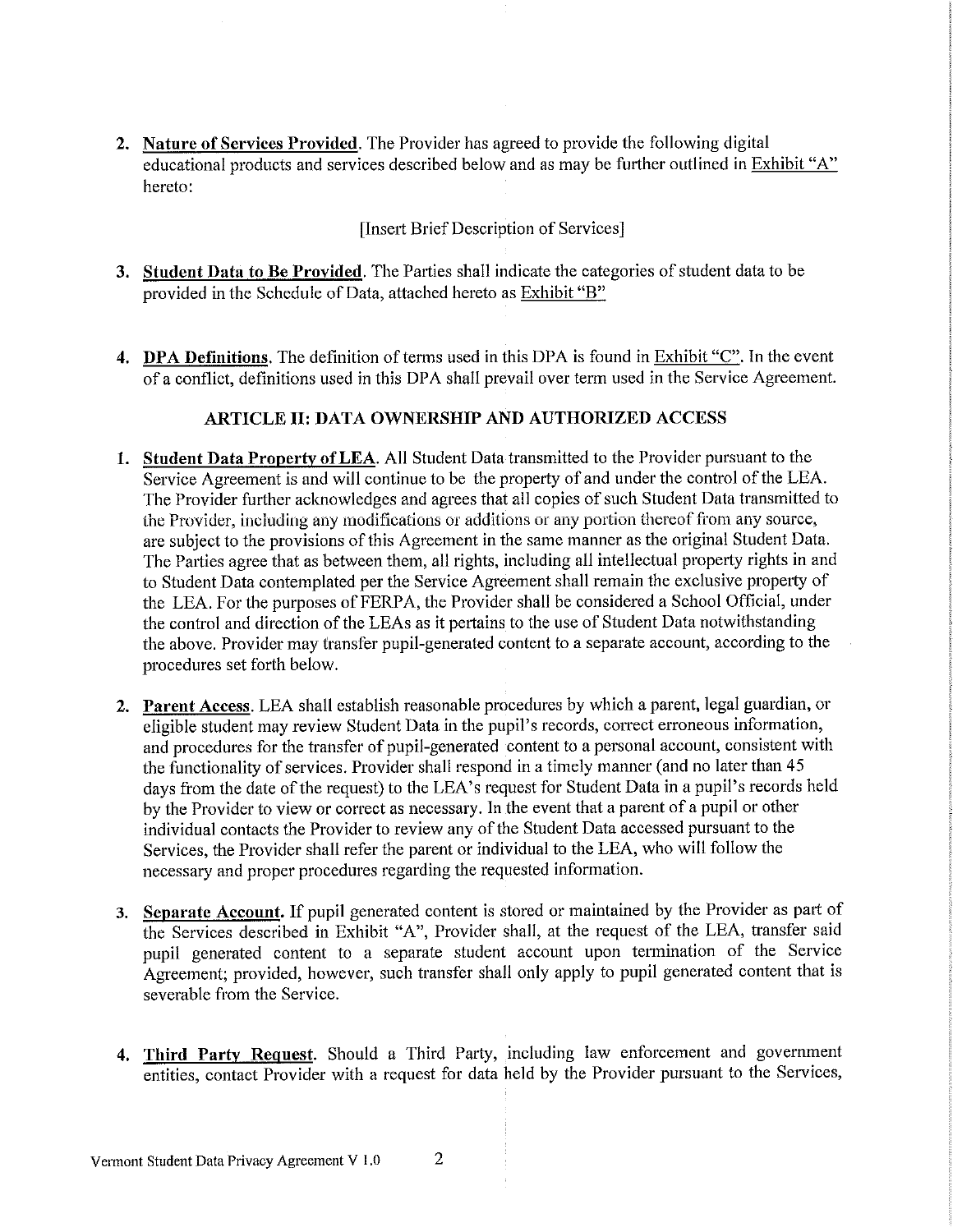2. **Nature of Services Provided**. The Provider has agreed to provide the following digital educational products and services described below and as may be further outlined in Exhibit "A" hereto:

   [Insert Brief Description of Services]

3. **Student Data to Be Provided**. The Parties shall indicate the categories of student data to be provided in the Schedule of Data, attached hereto as Exhibit "B"

4. **DPA Definitions**. The definition of terms used in this DPA is found in Exhibit "C". In the event of a conflict, definitions used in this DPA shall prevail over term used in the Service Agreement.

### ARTICLE II: DATA OWNERSHIP AND AUTHORIZED ACCESS

1. **Student Data Property of LEA**. All Student Data transmitted to the Provider pursuant to the Service Agreement is and will continue to be the property of and under the control of the LEA. The Provider further acknowledges and agrees that all copies of such Student Data transmitted to the Provider, including any modifications or additions or any portion thereof from any source, are subject to the provisions of this Agreement in the same manner as the original Student Data. The Parties agree that as between them, all rights, including all intellectual property rights in and to Student Data contemplated per the Service Agreement shall remain the exclusive property of the LEA. For the purposes of FERPA, the Provider shall be considered a School Official, under the control and direction of the LEAs as it pertains to the use of Student Data notwithstanding the above. Provider may transfer pupil-generated content to a separate account, according to the procedures set forth below.

2. **Parent Access**. LEA shall establish reasonable procedures by which a parent, legal guardian, or eligible student may review Student Data in the pupil's records, correct erroneous information, and procedures for the transfer of pupil-generated content to a personal account, consistent with the functionality of services. Provider shall respond in a timely manner (and no later than 45 days from the date of the request) to the LEA's request for Student Data in a pupil's records held by the Provider to view or correct as necessary. In the event that a parent of a pupil or other individual contacts the Provider to review any of the Student Data accessed pursuant to the Services, the Provider shall refer the parent or individual to the LEA, who will follow the necessary and proper procedures regarding the requested information.

3. **Separate Account.** If pupil generated content is stored or maintained by the Provider as part of the Services described in Exhibit "A", Provider shall, at the request of the LEA, transfer said pupil generated content to a separate student account upon termination of the Service Agreement; provided, however, such transfer shall only apply to pupil generated content that is severable from the Service.

4. **Third Party Request**. Should a Third Party, including law enforcement and government entities, contact Provider with a request for data held by the Provider pursuant to the Services,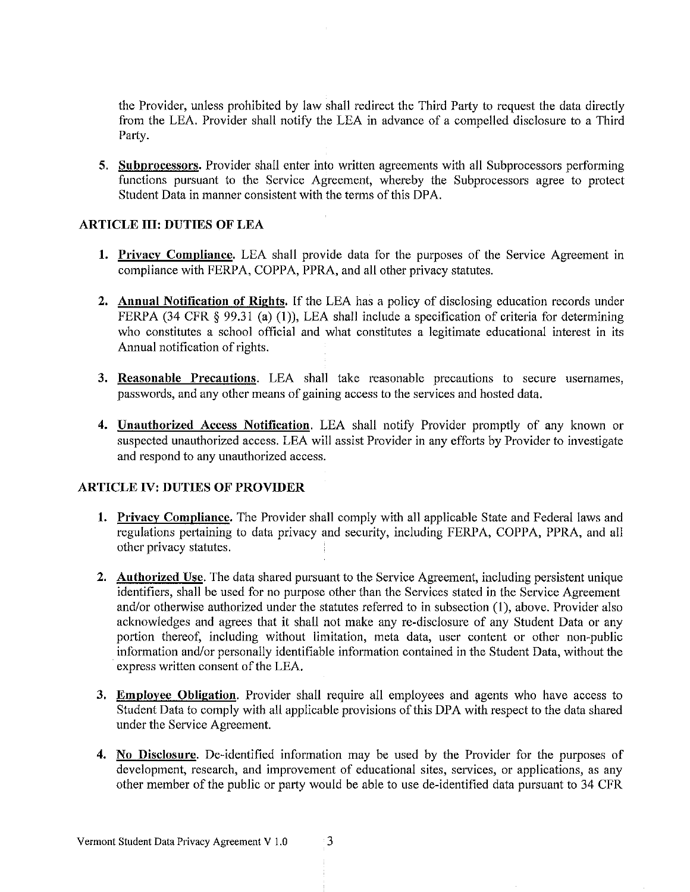the Provider, unless prohibited by law shall redirect the Third Party to request the data directly from the LEA. Provider shall notify the LEA in advance of a compelled disclosure to a Third Party.

5. **Subprocessors.** Provider shall enter into written agreements with all Subprocessors performing functions pursuant to the Service Agreement, whereby the Subprocessors agree to protect Student Data in manner consistent with the terms of this DPA.

## ARTICLE III: DUTIES OF LEA

1. **Privacy Compliance.** LEA shall provide data for the purposes of the Service Agreement in compliance with FERPA, COPPA, PPRA, and all other privacy statutes.

2. **Annual Notification of Rights.** If the LEA has a policy of disclosing education records under FERPA (34 CFR § 99.31 (a) (1)), LEA shall include a specification of criteria for determining who constitutes a school official and what constitutes a legitimate educational interest in its Annual notification of rights.

3. **Reasonable Precautions.** LEA shall take reasonable precautions to secure usernames, passwords, and any other means of gaining access to the services and hosted data.

4. **Unauthorized Access Notification.** LEA shall notify Provider promptly of any known or suspected unauthorized access. LEA will assist Provider in any efforts by Provider to investigate and respond to any unauthorized access.

## ARTICLE IV: DUTIES OF PROVIDER

1. **Privacy Compliance.** The Provider shall comply with all applicable State and Federal laws and regulations pertaining to data privacy and security, including FERPA, COPPA, PPRA, and all other privacy statutes.

2. **Authorized Use.** The data shared pursuant to the Service Agreement, including persistent unique identifiers, shall be used for no purpose other than the Services stated in the Service Agreement and/or otherwise authorized under the statutes referred to in subsection (1), above. Provider also acknowledges and agrees that it shall not make any re-disclosure of any Student Data or any portion thereof, including without limitation, meta data, user content or other non-public information and/or personally identifiable information contained in the Student Data, without the express written consent of the LEA.

3. **Employee Obligation.** Provider shall require all employees and agents who have access to Student Data to comply with all applicable provisions of this DPA with respect to the data shared under the Service Agreement.

4. **No Disclosure.** De-identified information may be used by the Provider for the purposes of development, research, and improvement of educational sites, services, or applications, as any other member of the public or party would be able to use de-identified data pursuant to 34 CFR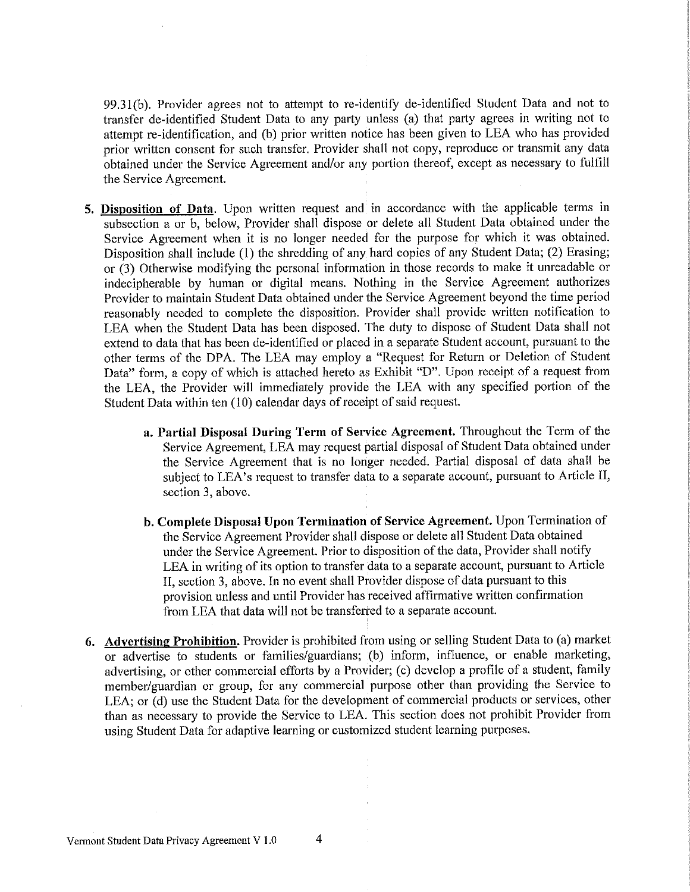99.31(b). Provider agrees not to attempt to re-identify de-identified Student Data and not to transfer de-identified Student Data to any party unless (a) that party agrees in writing not to attempt re-identification, and (b) prior written notice has been given to LEA who has provided prior written consent for such transfer. Provider shall not copy, reproduce or transmit any data obtained under the Service Agreement and/or any portion thereof, except as necessary to fulfill the Service Agreement.

5. **Disposition of Data**. Upon written request and in accordance with the applicable terms in subsection a or b, below, Provider shall dispose or delete all Student Data obtained under the Service Agreement when it is no longer needed for the purpose for which it was obtained. Disposition shall include (1) the shredding of any hard copies of any Student Data; (2) Erasing; or (3) Otherwise modifying the personal information in those records to make it unreadable or indecipherable by human or digital means. Nothing in the Service Agreement authorizes Provider to maintain Student Data obtained under the Service Agreement beyond the time period reasonably needed to complete the disposition. Provider shall provide written notification to LEA when the Student Data has been disposed. The duty to dispose of Student Data shall not extend to data that has been de-identified or placed in a separate Student account, pursuant to the other terms of the DPA. The LEA may employ a "Request for Return or Deletion of Student Data" form, a copy of which is attached hereto as Exhibit "D". Upon receipt of a request from the LEA, the Provider will immediately provide the LEA with any specified portion of the Student Data within ten (10) calendar days of receipt of said request.

   a. **Partial Disposal During Term of Service Agreement.** Throughout the Term of the Service Agreement, LEA may request partial disposal of Student Data obtained under the Service Agreement that is no longer needed. Partial disposal of data shall be subject to LEA's request to transfer data to a separate account, pursuant to Article II, section 3, above.

   b. **Complete Disposal Upon Termination of Service Agreement.** Upon Termination of the Service Agreement Provider shall dispose or delete all Student Data obtained under the Service Agreement. Prior to disposition of the data, Provider shall notify LEA in writing of its option to transfer data to a separate account, pursuant to Article II, section 3, above. In no event shall Provider dispose of data pursuant to this provision unless and until Provider has received affirmative written confirmation from LEA that data will not be transferred to a separate account.

6. **Advertising Prohibition.** Provider is prohibited from using or selling Student Data to (a) market or advertise to students or families/guardians; (b) inform, influence, or enable marketing, advertising, or other commercial efforts by a Provider; (c) develop a profile of a student, family member/guardian or group, for any commercial purpose other than providing the Service to LEA; or (d) use the Student Data for the development of commercial products or services, other than as necessary to provide the Service to LEA. This section does not prohibit Provider from using Student Data for adaptive learning or customized student learning purposes.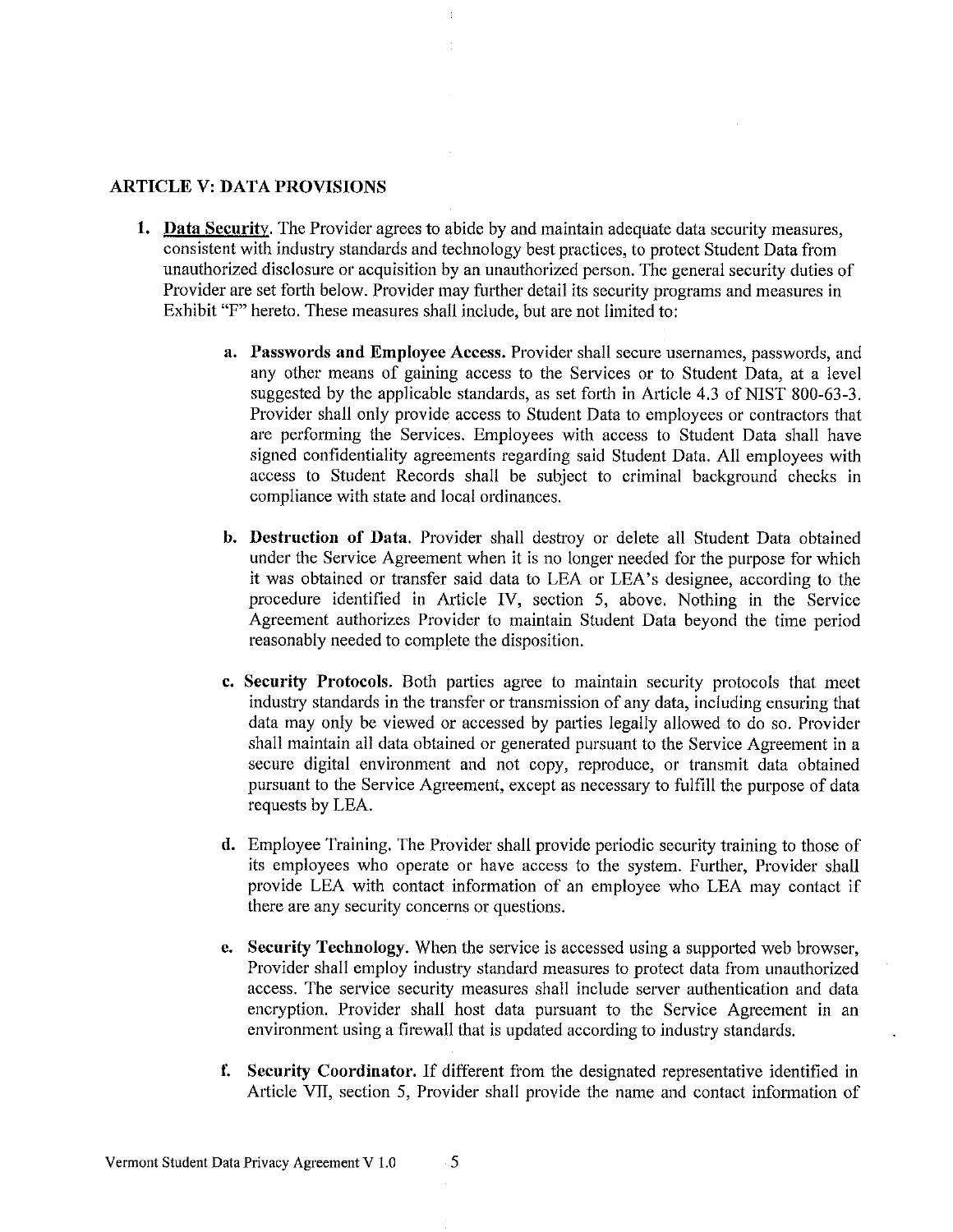## ARTICLE V: DATA PROVISIONS

1. **Data Security**. The Provider agrees to abide by and maintain adequate data security measures, consistent with industry standards and technology best practices, to protect Student Data from unauthorized disclosure or acquisition by an unauthorized person. The general security duties of Provider are set forth below. Provider may further detail its security programs and measures in Exhibit "F" hereto. These measures shall include, but are not limited to:

    a. **Passwords and Employee Access.** Provider shall secure usernames, passwords, and any other means of gaining access to the Services or to Student Data, at a level suggested by the applicable standards, as set forth in Article 4.3 of NIST 800-63-3. Provider shall only provide access to Student Data to employees or contractors that are performing the Services. Employees with access to Student Data shall have signed confidentiality agreements regarding said Student Data. All employees with access to Student Records shall be subject to criminal background checks in compliance with state and local ordinances.

    b. **Destruction of Data.** Provider shall destroy or delete all Student Data obtained under the Service Agreement when it is no longer needed for the purpose for which it was obtained or transfer said data to LEA or LEA's designee, according to the procedure identified in Article IV, section 5, above. Nothing in the Service Agreement authorizes Provider to maintain Student Data beyond the time period reasonably needed to complete the disposition.

    c. **Security Protocols.** Both parties agree to maintain security protocols that meet industry standards in the transfer or transmission of any data, including ensuring that data may only be viewed or accessed by parties legally allowed to do so. Provider shall maintain all data obtained or generated pursuant to the Service Agreement in a secure digital environment and not copy, reproduce, or transmit data obtained pursuant to the Service Agreement, except as necessary to fulfill the purpose of data requests by LEA.

    d. Employee Training. The Provider shall provide periodic security training to those of its employees who operate or have access to the system. Further, Provider shall provide LEA with contact information of an employee who LEA may contact if there are any security concerns or questions.

    e. **Security Technology.** When the service is accessed using a supported web browser, Provider shall employ industry standard measures to protect data from unauthorized access. The service security measures shall include server authentication and data encryption. Provider shall host data pursuant to the Service Agreement in an environment using a firewall that is updated according to industry standards.

    f. **Security Coordinator.** If different from the designated representative identified in Article VII, section 5, Provider shall provide the name and contact information of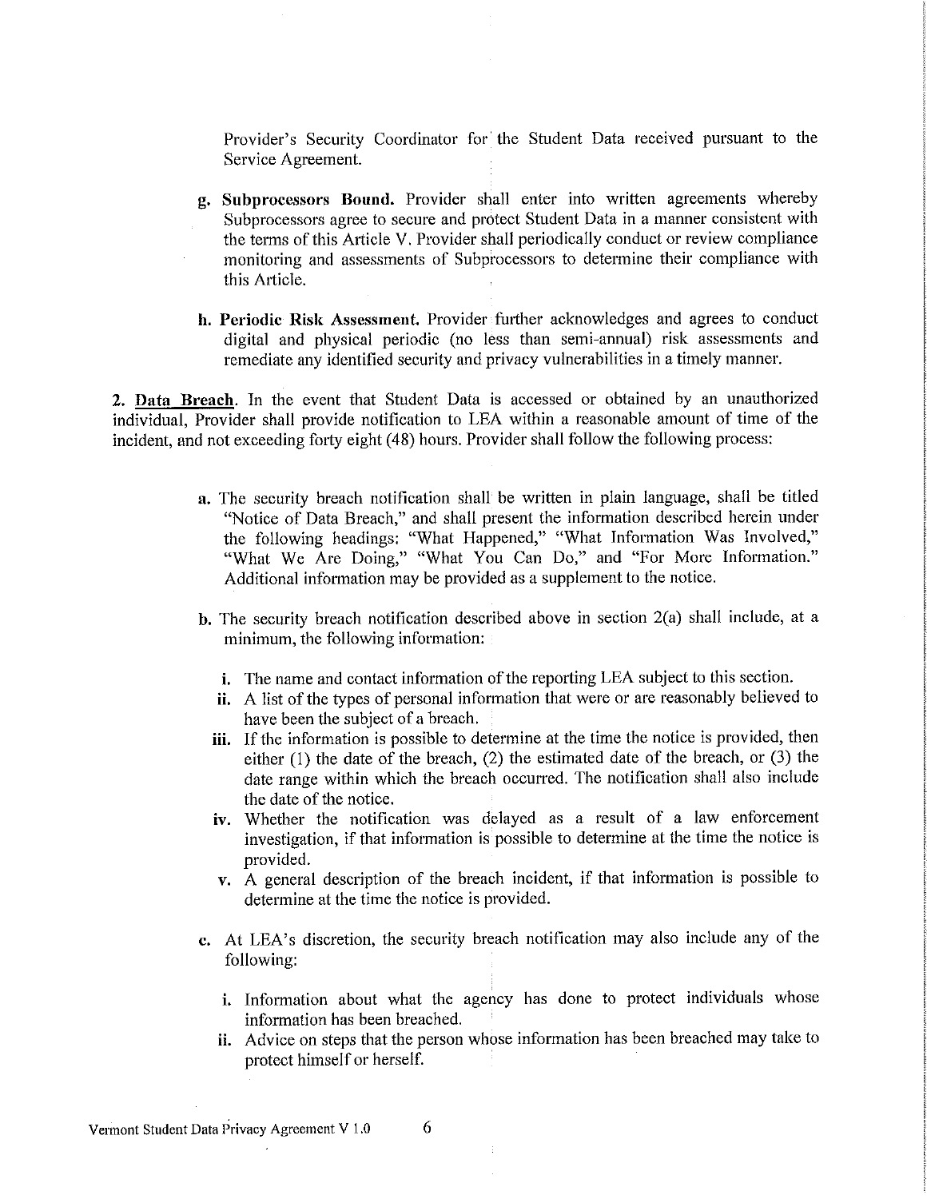Provider's Security Coordinator for the Student Data received pursuant to the Service Agreement.

g. **Subprocessors Bound.** Provider shall enter into written agreements whereby Subprocessors agree to secure and protect Student Data in a manner consistent with the terms of this Article V. Provider shall periodically conduct or review compliance monitoring and assessments of Subprocessors to determine their compliance with this Article.

h. **Periodic Risk Assessment.** Provider further acknowledges and agrees to conduct digital and physical periodic (no less than semi-annual) risk assessments and remediate any identified security and privacy vulnerabilities in a timely manner.

**2. Data Breach.** In the event that Student Data is accessed or obtained by an unauthorized individual, Provider shall provide notification to LEA within a reasonable amount of time of the incident, and not exceeding forty eight (48) hours. Provider shall follow the following process:

a. The security breach notification shall be written in plain language, shall be titled "Notice of Data Breach," and shall present the information described herein under the following headings: "What Happened," "What Information Was Involved," "What We Are Doing," "What You Can Do," and "For More Information." Additional information may be provided as a supplement to the notice.

b. The security breach notification described above in section 2(a) shall include, at a minimum, the following information:

   i. The name and contact information of the reporting LEA subject to this section.
   ii. A list of the types of personal information that were or are reasonably believed to have been the subject of a breach.
   iii. If the information is possible to determine at the time the notice is provided, then either (1) the date of the breach, (2) the estimated date of the breach, or (3) the date range within which the breach occurred. The notification shall also include the date of the notice.
   iv. Whether the notification was delayed as a result of a law enforcement investigation, if that information is possible to determine at the time the notice is provided.
   v. A general description of the breach incident, if that information is possible to determine at the time the notice is provided.

c. At LEA's discretion, the security breach notification may also include any of the following:

   i. Information about what the agency has done to protect individuals whose information has been breached.
   ii. Advice on steps that the person whose information has been breached may take to protect himself or herself.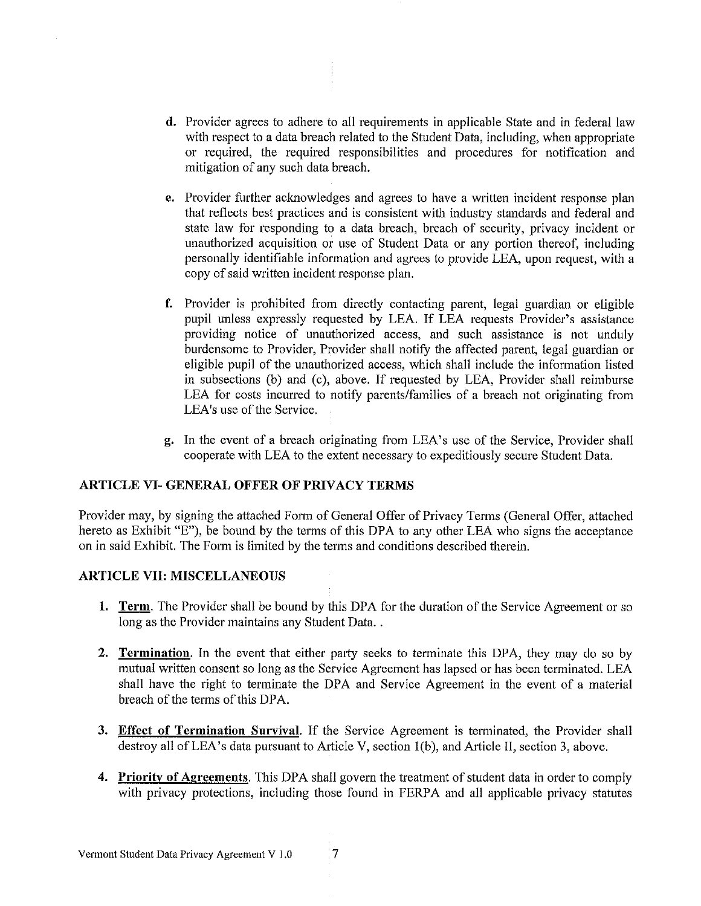d. Provider agrees to adhere to all requirements in applicable State and in federal law with respect to a data breach related to the Student Data, including, when appropriate or required, the required responsibilities and procedures for notification and mitigation of any such data breach.

e. Provider further acknowledges and agrees to have a written incident response plan that reflects best practices and is consistent with industry standards and federal and state law for responding to a data breach, breach of security, privacy incident or unauthorized acquisition or use of Student Data or any portion thereof, including personally identifiable information and agrees to provide LEA, upon request, with a copy of said written incident response plan.

f. Provider is prohibited from directly contacting parent, legal guardian or eligible pupil unless expressly requested by LEA. If LEA requests Provider's assistance providing notice of unauthorized access, and such assistance is not unduly burdensome to Provider, Provider shall notify the affected parent, legal guardian or eligible pupil of the unauthorized access, which shall include the information listed in subsections (b) and (c), above. If requested by LEA, Provider shall reimburse LEA for costs incurred to notify parents/families of a breach not originating from LEA's use of the Service.

g. In the event of a breach originating from LEA's use of the Service, Provider shall cooperate with LEA to the extent necessary to expeditiously secure Student Data.

## ARTICLE VI- GENERAL OFFER OF PRIVACY TERMS

Provider may, by signing the attached Form of General Offer of Privacy Terms (General Offer, attached hereto as Exhibit "E"), be bound by the terms of this DPA to any other LEA who signs the acceptance on in said Exhibit. The Form is limited by the terms and conditions described therein.

## ARTICLE VII: MISCELLANEOUS

1. **Term**. The Provider shall be bound by this DPA for the duration of the Service Agreement or so long as the Provider maintains any Student Data. .

2. **Termination**. In the event that either party seeks to terminate this DPA, they may do so by mutual written consent so long as the Service Agreement has lapsed or has been terminated. LEA shall have the right to terminate the DPA and Service Agreement in the event of a material breach of the terms of this DPA.

3. **Effect of Termination Survival**. If the Service Agreement is terminated, the Provider shall destroy all of LEA's data pursuant to Article V, section 1(b), and Article II, section 3, above.

4. **Priority of Agreements**. This DPA shall govern the treatment of student data in order to comply with privacy protections, including those found in FERPA and all applicable privacy statutes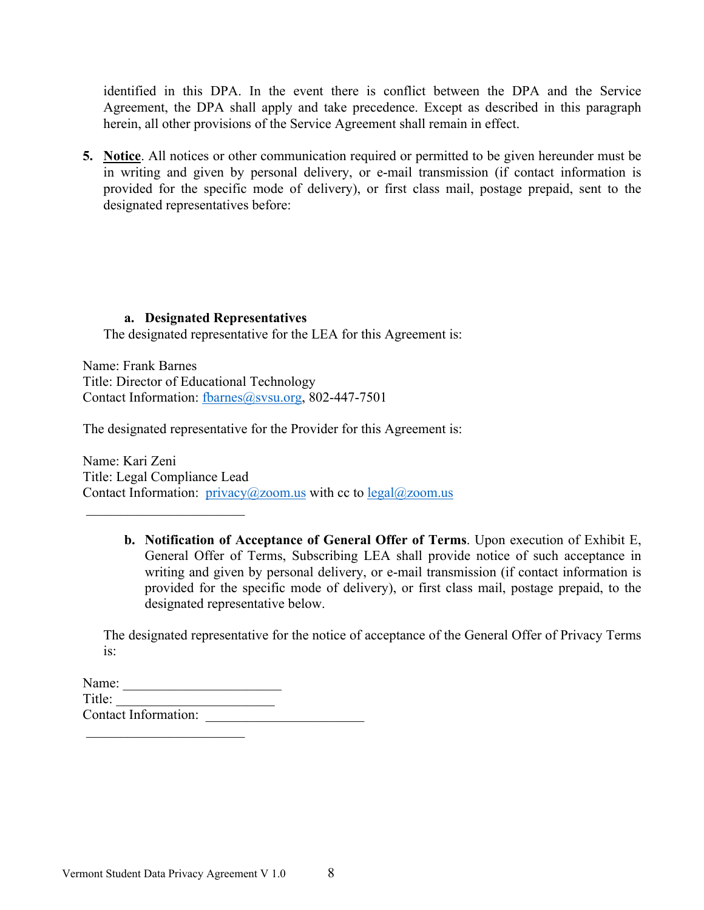identified in this DPA. In the event there is conflict between the DPA and the Service Agreement, the DPA shall apply and take precedence. Except as described in this paragraph herein, all other provisions of the Service Agreement shall remain in effect.

5. **Notice**. All notices or other communication required or permitted to be given hereunder must be in writing and given by personal delivery, or e-mail transmission (if contact information is provided for the specific mode of delivery), or first class mail, postage prepaid, sent to the designated representatives before:

   a. **Designated Representatives**

   The designated representative for the LEA for this Agreement is:

Name: Frank Barnes
Title: Director of Educational Technology
Contact Information: fbarnes@svsu.org, 802-447-7501

The designated representative for the Provider for this Agreement is:

Name: Kari Zeni
Title: Legal Compliance Lead
Contact Information: privacy@zoom.us with cc to legal@zoom.us

______________________

   b. **Notification of Acceptance of General Offer of Terms**. Upon execution of Exhibit E, General Offer of Terms, Subscribing LEA shall provide notice of such acceptance in writing and given by personal delivery, or e-mail transmission (if contact information is provided for the specific mode of delivery), or first class mail, postage prepaid, to the designated representative below.

   The designated representative for the notice of acceptance of the General Offer of Privacy Terms is:

Name: ______________________
Title: ______________________
Contact Information: ______________________

______________________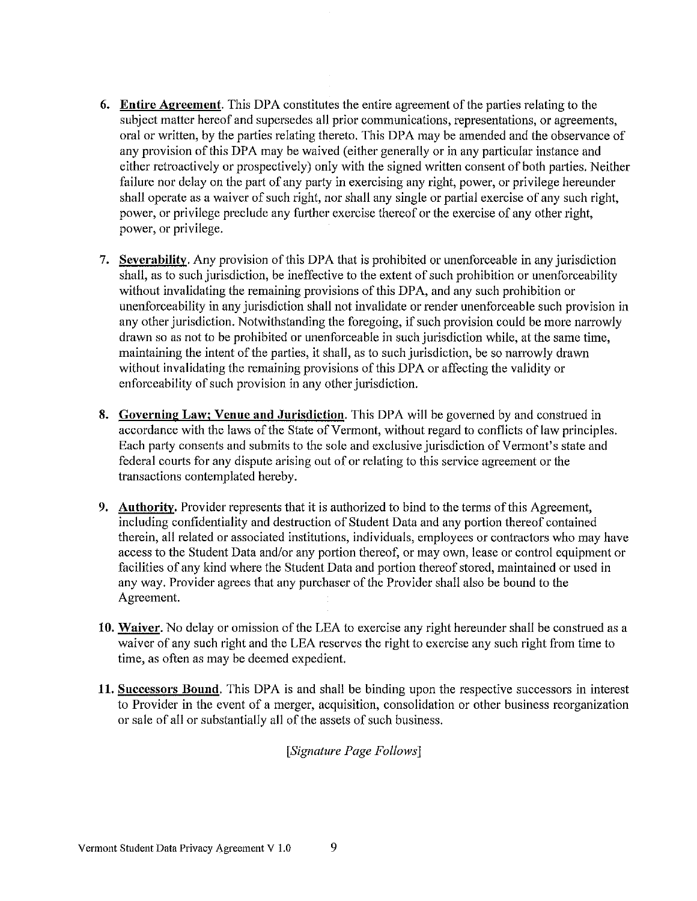6. **Entire Agreement**. This DPA constitutes the entire agreement of the parties relating to the subject matter hereof and supersedes all prior communications, representations, or agreements, oral or written, by the parties relating thereto. This DPA may be amended and the observance of any provision of this DPA may be waived (either generally or in any particular instance and either retroactively or prospectively) only with the signed written consent of both parties. Neither failure nor delay on the part of any party in exercising any right, power, or privilege hereunder shall operate as a waiver of such right, nor shall any single or partial exercise of any such right, power, or privilege preclude any further exercise thereof or the exercise of any other right, power, or privilege.

7. **Severability**. Any provision of this DPA that is prohibited or unenforceable in any jurisdiction shall, as to such jurisdiction, be ineffective to the extent of such prohibition or unenforceability without invalidating the remaining provisions of this DPA, and any such prohibition or unenforceability in any jurisdiction shall not invalidate or render unenforceable such provision in any other jurisdiction. Notwithstanding the foregoing, if such provision could be more narrowly drawn so as not to be prohibited or unenforceable in such jurisdiction while, at the same time, maintaining the intent of the parties, it shall, as to such jurisdiction, be so narrowly drawn without invalidating the remaining provisions of this DPA or affecting the validity or enforceability of such provision in any other jurisdiction.

8. **Governing Law; Venue and Jurisdiction**. This DPA will be governed by and construed in accordance with the laws of the State of Vermont, without regard to conflicts of law principles. Each party consents and submits to the sole and exclusive jurisdiction of Vermont's state and federal courts for any dispute arising out of or relating to this service agreement or the transactions contemplated hereby.

9. **Authority**. Provider represents that it is authorized to bind to the terms of this Agreement, including confidentiality and destruction of Student Data and any portion thereof contained therein, all related or associated institutions, individuals, employees or contractors who may have access to the Student Data and/or any portion thereof, or may own, lease or control equipment or facilities of any kind where the Student Data and portion thereof stored, maintained or used in any way. Provider agrees that any purchaser of the Provider shall also be bound to the Agreement.

10. **Waiver**. No delay or omission of the LEA to exercise any right hereunder shall be construed as a waiver of any such right and the LEA reserves the right to exercise any such right from time to time, as often as may be deemed expedient.

11. **Successors Bound**. This DPA is and shall be binding upon the respective successors in interest to Provider in the event of a merger, acquisition, consolidation or other business reorganization or sale of all or substantially all of the assets of such business.

*[Signature Page Follows]*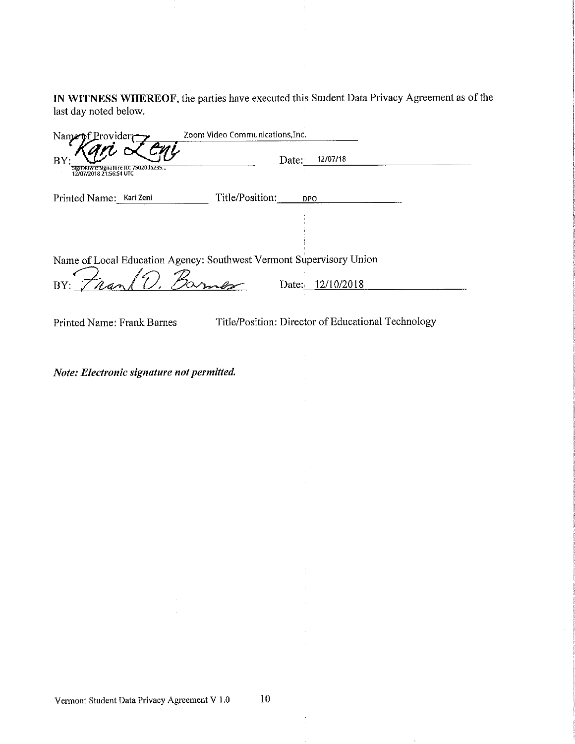**IN WITNESS WHEREOF**, the parties have executed this Student Data Privacy Agreement as of the last day noted below.

Name of Provider: Zoom Video Communications,Inc.

BY: Kari Zeni Date: 12/07/18

SignNow e-signature ID: 75020da235... 12/07/2018 21:56:54 UTC

Printed Name: Kari Zeni Title/Position: DPO

Name of Local Education Agency: Southwest Vermont Supervisory Union

BY: Frank D. Barnes Date: 12/10/2018

Printed Name: Frank Barnes Title/Position: Director of Educational Technology

***Note: Electronic signature not permitted.***

Vermont Student Data Privacy Agreement V 1.0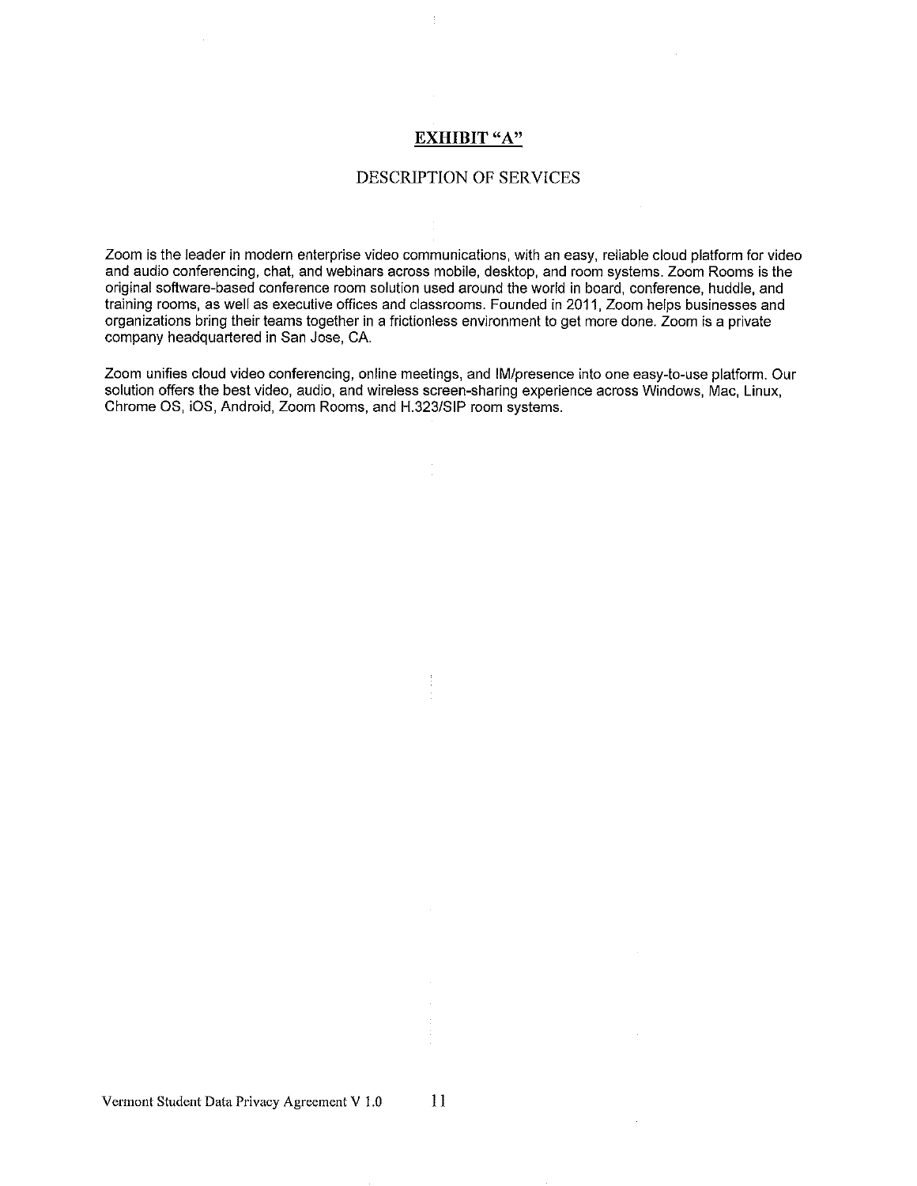## EXHIBIT "A"

### DESCRIPTION OF SERVICES

Zoom is the leader in modern enterprise video communications, with an easy, reliable cloud platform for video and audio conferencing, chat, and webinars across mobile, desktop, and room systems. Zoom Rooms is the original software-based conference room solution used around the world in board, conference, huddle, and training rooms, as well as executive offices and classrooms. Founded in 2011, Zoom helps businesses and organizations bring their teams together in a frictionless environment to get more done. Zoom is a private company headquartered in San Jose, CA.

Zoom unifies cloud video conferencing, online meetings, and IM/presence into one easy-to-use platform. Our solution offers the best video, audio, and wireless screen-sharing experience across Windows, Mac, Linux, Chrome OS, iOS, Android, Zoom Rooms, and H.323/SIP room systems.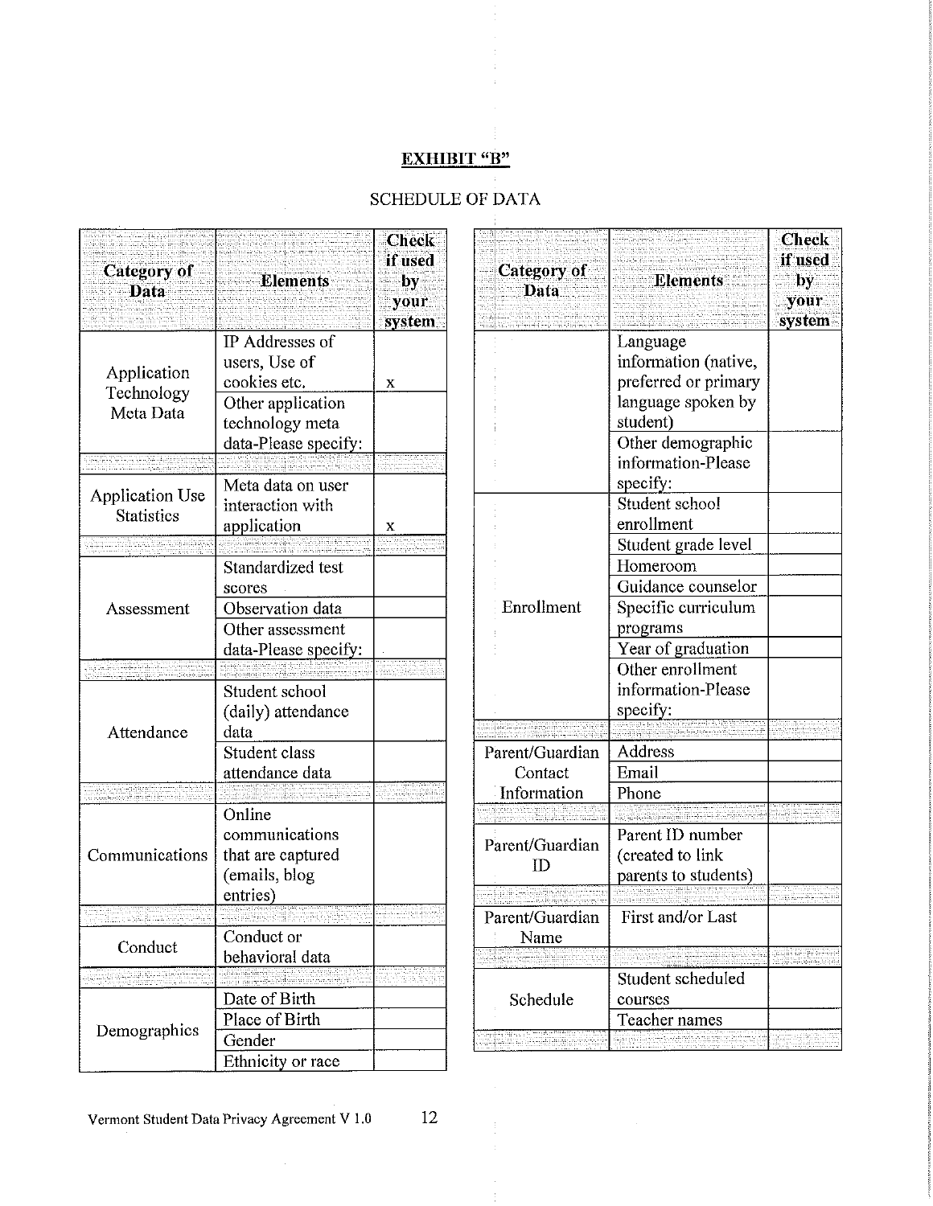**EXHIBIT "B"**

SCHEDULE OF DATA

| Category of Data | Elements | Check if used by your system |
|---|---|---|
| Application Technology Meta Data | IP Addresses of users, Use of cookies etc. | x |
| | Other application technology meta data-Please specify: | |
| | | |
| Application Use Statistics | Meta data on user interaction with application | x |
| | | |
| Assessment | Standardized test scores | |
| | Observation data | |
| | Other assessment data-Please specify: | |
| | | |
| Attendance | Student school (daily) attendance data | |
| | Student class attendance data | |
| | | |
| Communications | Online communications that are captured (emails, blog entries) | |
| | | |
| Conduct | Conduct or behavioral data | |
| | | |
| Demographics | Date of Birth | |
| | Place of Birth | |
| | Gender | |
| | Ethnicity or race | |
| | Language information (native, preferred or primary language spoken by student) | |
| | Other demographic information-Please specify: | |
| Enrollment | Student school enrollment | |
| | Student grade level | |
| | Homeroom | |
| | Guidance counselor | |
| | Specific curriculum programs | |
| | Year of graduation | |
| | Other enrollment information-Please specify: | |
| | | |
| Parent/Guardian Contact Information | Address | |
| | Email | |
| | Phone | |
| | | |
| Parent/Guardian ID | Parent ID number (created to link parents to students) | |
| | | |
| Parent/Guardian Name | First and/or Last | |
| | | |
| Schedule | Student scheduled courses | |
| | Teacher names | |
| | | |

Vermont Student Data Privacy Agreement V 1.0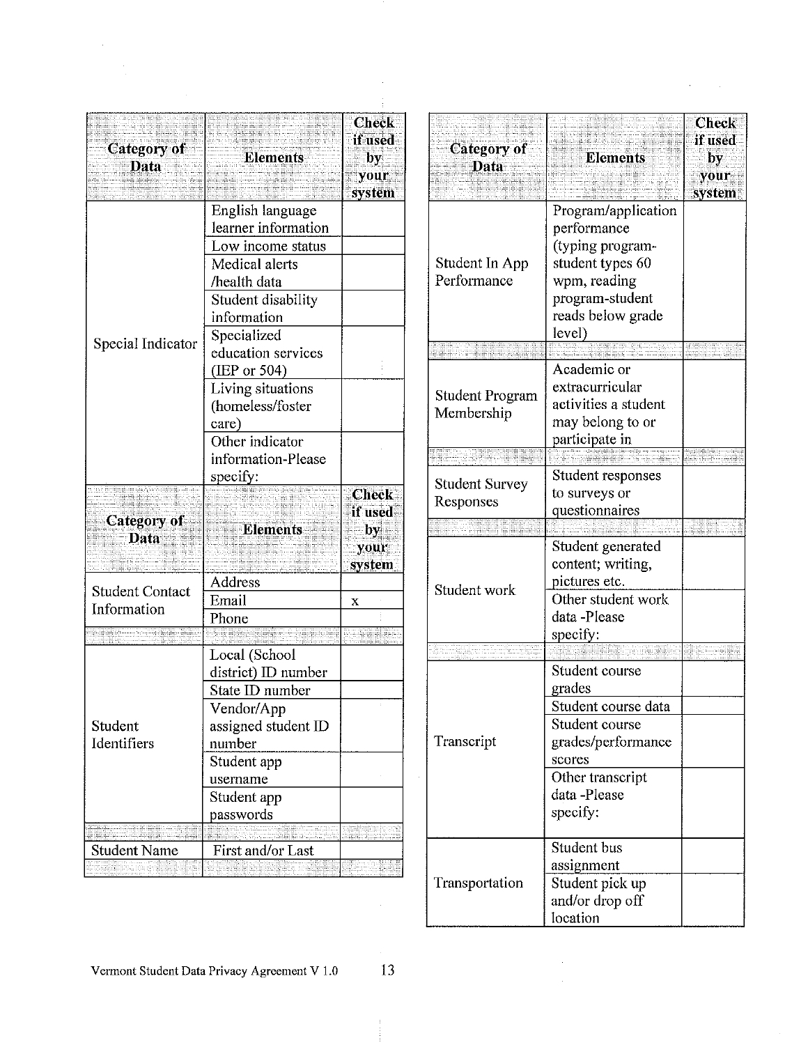| Category of Data | Elements | Check if used by your system |
| --- | --- | --- |
| Special Indicator | English language learner information | |
| | Low income status | |
| | Medical alerts /health data | |
| | Student disability information | |
| | Specialized education services (IEP or 504) | |
| | Living situations (homeless/foster care) | |
| | Other indicator information-Please specify: | |

| Category of Data | Elements | Check if used by your system |
| --- | --- | --- |
| Student Contact Information | Address | |
| | Email | x |
| | Phone | |
| | | |
| Student Identifiers | Local (School district) ID number | |
| | State ID number | |
| | Vendor/App assigned student ID number | |
| | Student app username | |
| | Student app passwords | |
| | | |
| Student Name | First and/or Last | |
| | | |

| Category of Data | Elements | Check if used by your system |
| --- | --- | --- |
| Student In App Performance | Program/application performance (typing program-student types 60 wpm, reading program-student reads below grade level) | |
| | | |
| Student Program Membership | Academic or extracurricular activities a student may belong to or participate in | |
| | | |
| Student Survey Responses | Student responses to surveys or questionnaires | |
| | | |
| Student work | Student generated content; writing, pictures etc. | |
| | Other student work data -Please specify: | |
| | | |
| Transcript | Student course grades | |
| | Student course data | |
| | Student course grades/performance scores | |
| | Other transcript data -Please specify: | |
| Transportation | Student bus assignment | |
| | Student pick up and/or drop off location | |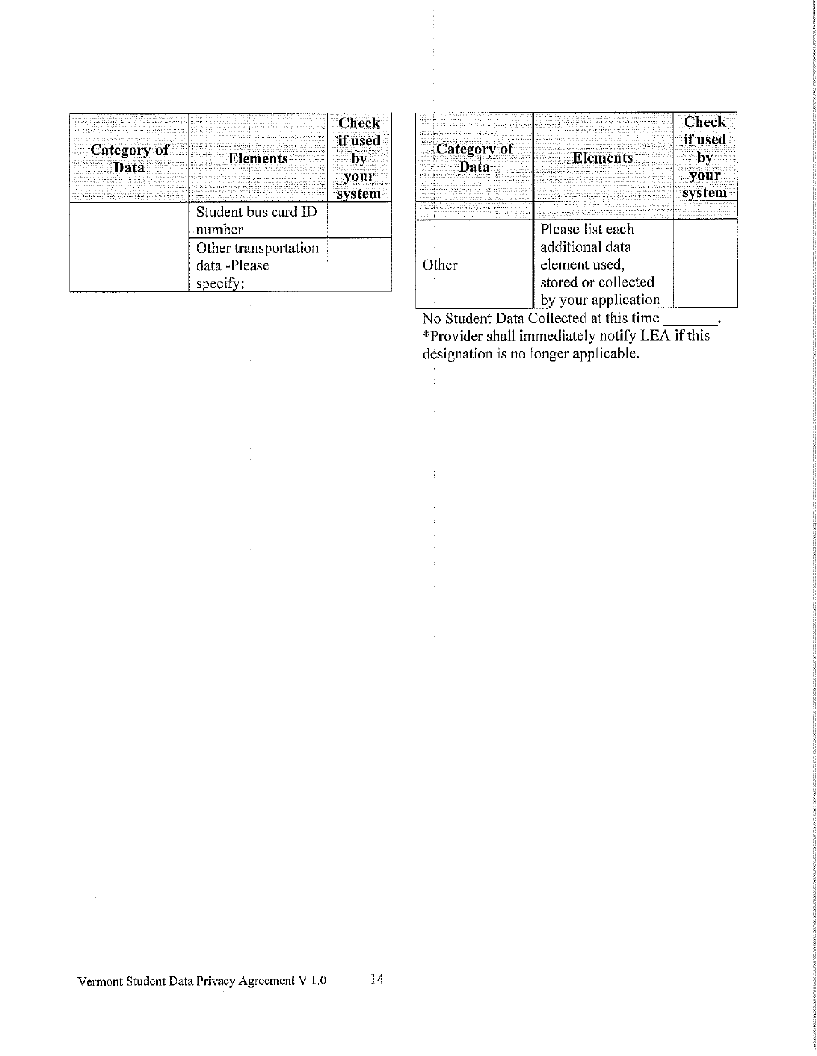| Category of Data | Elements | Check if used by your system |
|---|---|---|
| | Student bus card ID number | |
| | Other transportation data -Please specify: | |

| Category of Data | Elements | Check if used by your system |
|---|---|---|
| | | |
| Other | Please list each additional data element used, stored or collected by your application | |

No Student Data Collected at this time _______.

*Provider shall immediately notify LEA if this designation is no longer applicable.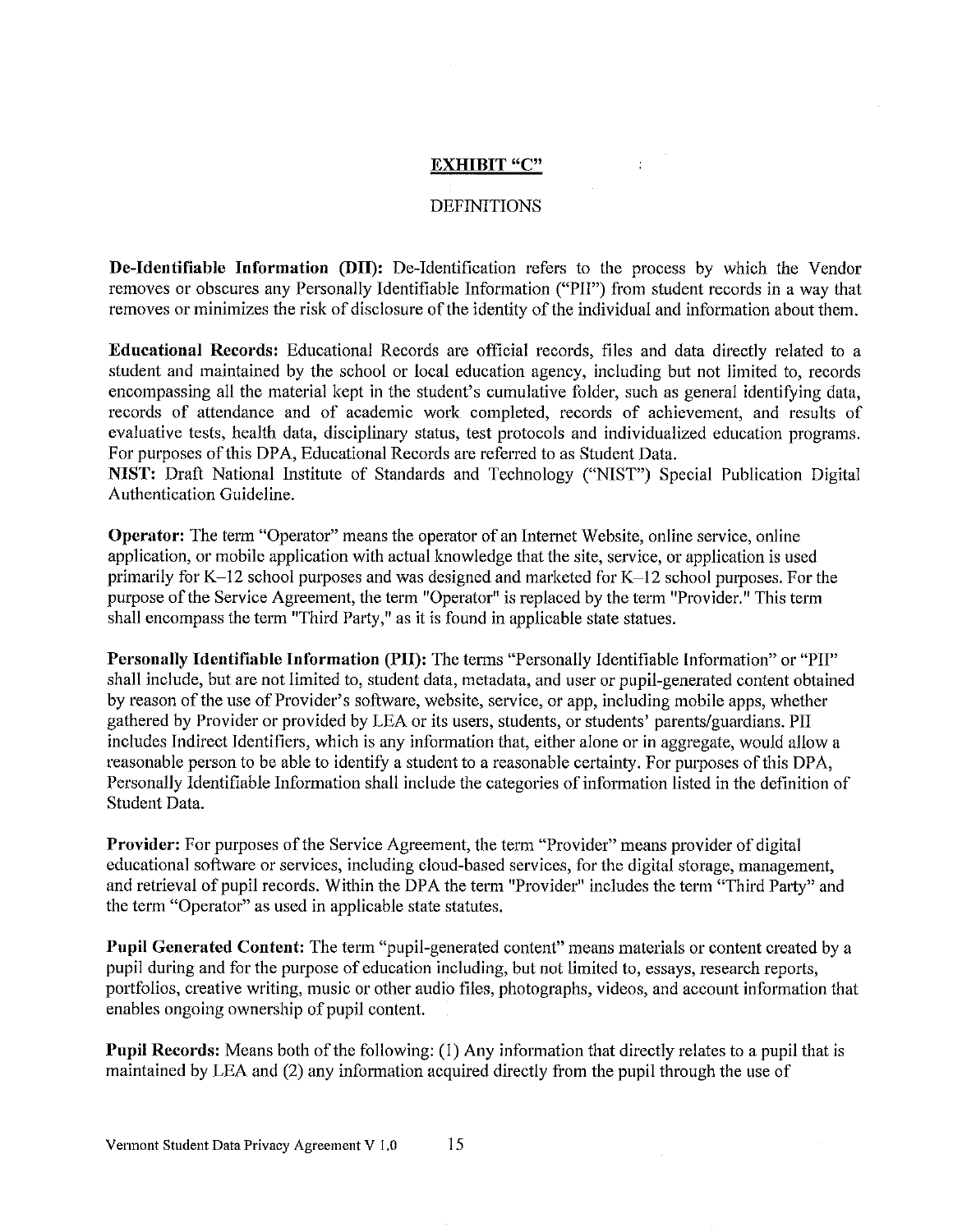## EXHIBIT "C"

DEFINITIONS

**De-Identifiable Information (DII):** De-Identification refers to the process by which the Vendor removes or obscures any Personally Identifiable Information ("PII") from student records in a way that removes or minimizes the risk of disclosure of the identity of the individual and information about them.

**Educational Records:** Educational Records are official records, files and data directly related to a student and maintained by the school or local education agency, including but not limited to, records encompassing all the material kept in the student's cumulative folder, such as general identifying data, records of attendance and of academic work completed, records of achievement, and results of evaluative tests, health data, disciplinary status, test protocols and individualized education programs. For purposes of this DPA, Educational Records are referred to as Student Data.

**NIST:** Draft National Institute of Standards and Technology ("NIST") Special Publication Digital Authentication Guideline.

**Operator:** The term "Operator" means the operator of an Internet Website, online service, online application, or mobile application with actual knowledge that the site, service, or application is used primarily for K–12 school purposes and was designed and marketed for K–12 school purposes. For the purpose of the Service Agreement, the term "Operator" is replaced by the term "Provider." This term shall encompass the term "Third Party," as it is found in applicable state statues.

**Personally Identifiable Information (PII):** The terms "Personally Identifiable Information" or "PII" shall include, but are not limited to, student data, metadata, and user or pupil-generated content obtained by reason of the use of Provider's software, website, service, or app, including mobile apps, whether gathered by Provider or provided by LEA or its users, students, or students' parents/guardians. PII includes Indirect Identifiers, which is any information that, either alone or in aggregate, would allow a reasonable person to be able to identify a student to a reasonable certainty. For purposes of this DPA, Personally Identifiable Information shall include the categories of information listed in the definition of Student Data.

**Provider:** For purposes of the Service Agreement, the term "Provider" means provider of digital educational software or services, including cloud-based services, for the digital storage, management, and retrieval of pupil records. Within the DPA the term "Provider" includes the term "Third Party" and the term "Operator" as used in applicable state statutes.

**Pupil Generated Content:** The term "pupil-generated content" means materials or content created by a pupil during and for the purpose of education including, but not limited to, essays, research reports, portfolios, creative writing, music or other audio files, photographs, videos, and account information that enables ongoing ownership of pupil content.

**Pupil Records:** Means both of the following: (1) Any information that directly relates to a pupil that is maintained by LEA and (2) any information acquired directly from the pupil through the use of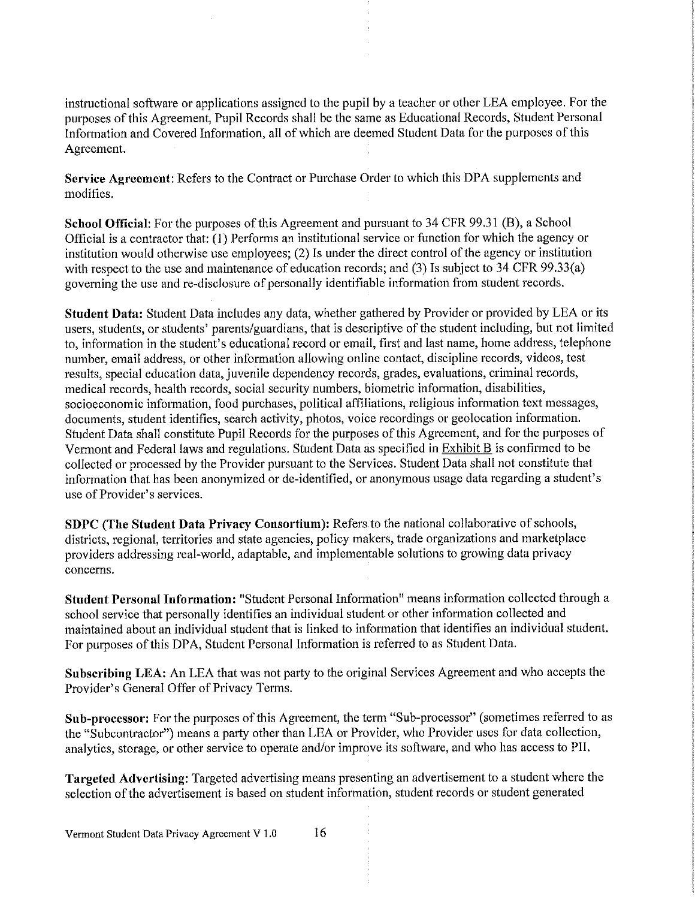instructional software or applications assigned to the pupil by a teacher or other LEA employee. For the purposes of this Agreement, Pupil Records shall be the same as Educational Records, Student Personal Information and Covered Information, all of which are deemed Student Data for the purposes of this Agreement.

**Service Agreement**: Refers to the Contract or Purchase Order to which this DPA supplements and modifies.

**School Official**: For the purposes of this Agreement and pursuant to 34 CFR 99.31 (B), a School Official is a contractor that: (1) Performs an institutional service or function for which the agency or institution would otherwise use employees; (2) Is under the direct control of the agency or institution with respect to the use and maintenance of education records; and (3) Is subject to 34 CFR 99.33(a) governing the use and re-disclosure of personally identifiable information from student records.

**Student Data:** Student Data includes any data, whether gathered by Provider or provided by LEA or its users, students, or students' parents/guardians, that is descriptive of the student including, but not limited to, information in the student's educational record or email, first and last name, home address, telephone number, email address, or other information allowing online contact, discipline records, videos, test results, special education data, juvenile dependency records, grades, evaluations, criminal records, medical records, health records, social security numbers, biometric information, disabilities, socioeconomic information, food purchases, political affiliations, religious information text messages, documents, student identifies, search activity, photos, voice recordings or geolocation information. Student Data shall constitute Pupil Records for the purposes of this Agreement, and for the purposes of Vermont and Federal laws and regulations. Student Data as specified in Exhibit B is confirmed to be collected or processed by the Provider pursuant to the Services. Student Data shall not constitute that information that has been anonymized or de-identified, or anonymous usage data regarding a student's use of Provider's services.

**SDPC (The Student Data Privacy Consortium):** Refers to the national collaborative of schools, districts, regional, territories and state agencies, policy makers, trade organizations and marketplace providers addressing real-world, adaptable, and implementable solutions to growing data privacy concerns.

**Student Personal Information:** "Student Personal Information" means information collected through a school service that personally identifies an individual student or other information collected and maintained about an individual student that is linked to information that identifies an individual student. For purposes of this DPA, Student Personal Information is referred to as Student Data.

**Subscribing LEA:** An LEA that was not party to the original Services Agreement and who accepts the Provider's General Offer of Privacy Terms.

**Sub-processor:** For the purposes of this Agreement, the term "Sub-processor" (sometimes referred to as the "Subcontractor") means a party other than LEA or Provider, who Provider uses for data collection, analytics, storage, or other service to operate and/or improve its software, and who has access to PII.

**Targeted Advertising:** Targeted advertising means presenting an advertisement to a student where the selection of the advertisement is based on student information, student records or student generated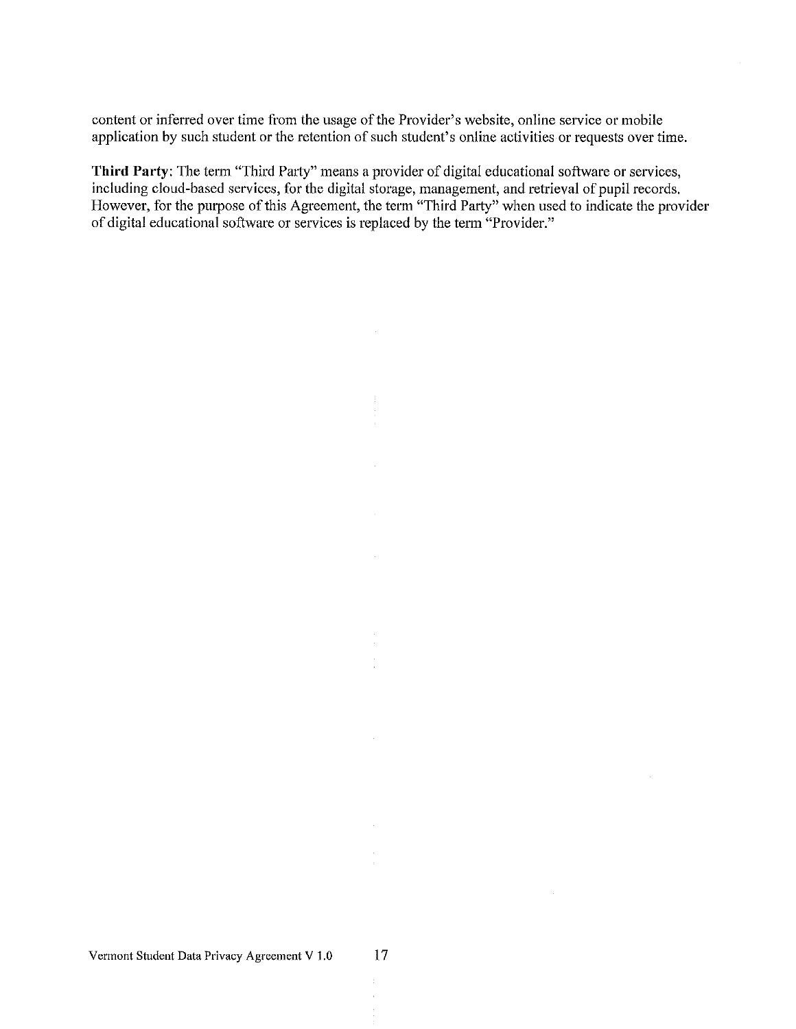content or inferred over time from the usage of the Provider's website, online service or mobile application by such student or the retention of such student's online activities or requests over time.

**Third Party**: The term "Third Party" means a provider of digital educational software or services, including cloud-based services, for the digital storage, management, and retrieval of pupil records. However, for the purpose of this Agreement, the term "Third Party" when used to indicate the provider of digital educational software or services is replaced by the term "Provider."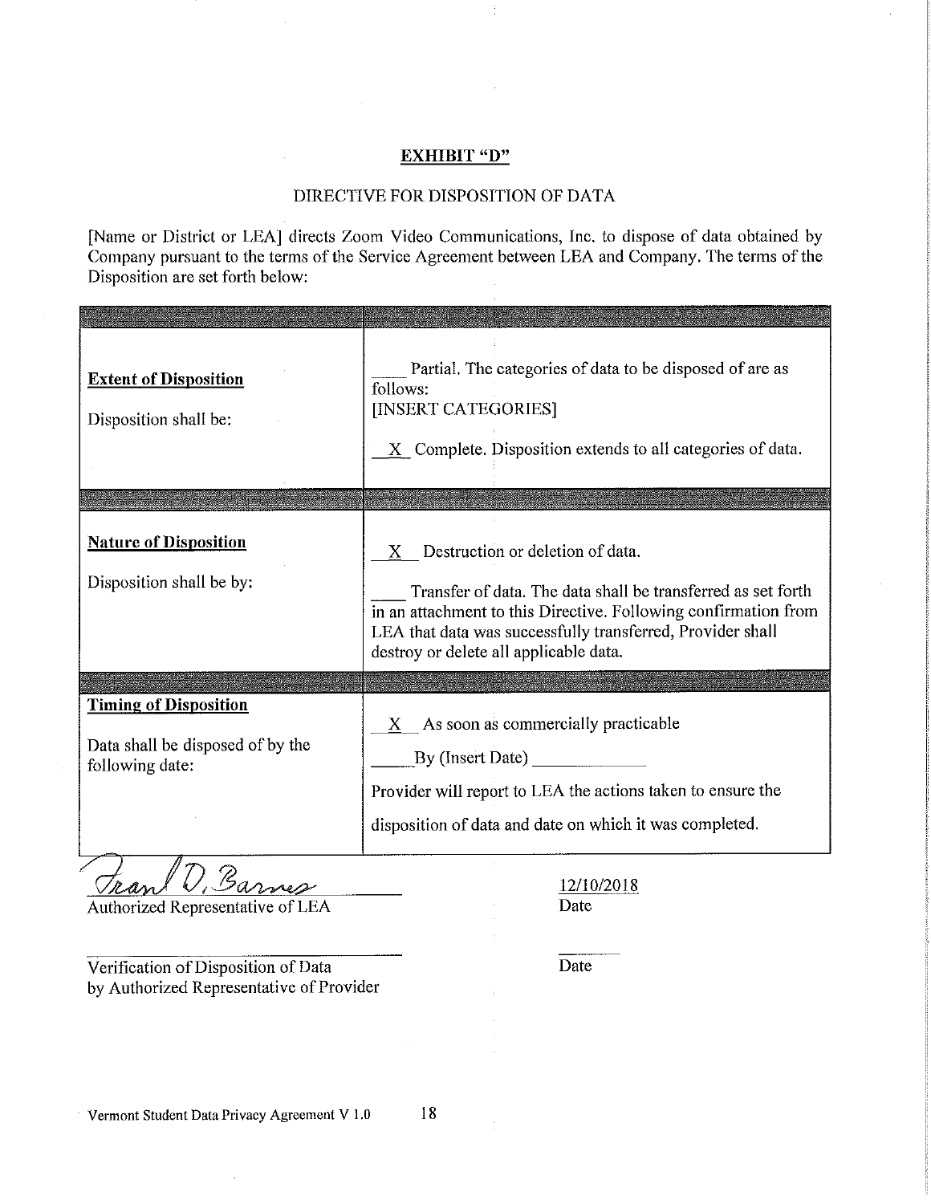**EXHIBIT "D"**

DIRECTIVE FOR DISPOSITION OF DATA

[Name or District or LEA] directs Zoom Video Communications, Inc. to dispose of data obtained by Company pursuant to the terms of the Service Agreement between LEA and Company. The terms of the Disposition are set forth below:

| | |
|---|---|
| **Extent of Disposition**<br><br>Disposition shall be: | ____ Partial. The categories of data to be disposed of are as follows:<br>[INSERT CATEGORIES]<br><br>__X__ Complete. Disposition extends to all categories of data. |
| **Nature of Disposition**<br><br>Disposition shall be by: | __X__ Destruction or deletion of data.<br><br>____ Transfer of data. The data shall be transferred as set forth in an attachment to this Directive. Following confirmation from LEA that data was successfully transferred, Provider shall destroy or delete all applicable data. |
| **Timing of Disposition**<br><br>Data shall be disposed of by the following date: | __X__ As soon as commercially practicable<br><br>____ By (Insert Date) ____________<br><br>Provider will report to LEA the actions taken to ensure the disposition of data and date on which it was completed. |

Fran D. Barnes
Authorized Representative of LEA

12/10/2018
Date

______________________________
Verification of Disposition of Data
by Authorized Representative of Provider

________
Date

Vermont Student Data Privacy Agreement V 1.0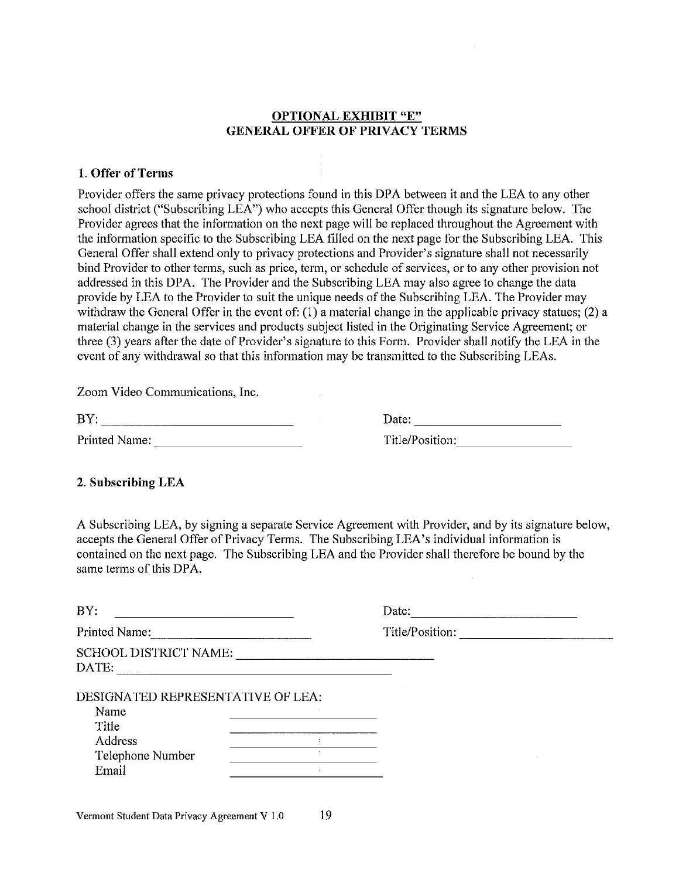## OPTIONAL EXHIBIT "E"
## GENERAL OFFER OF PRIVACY TERMS

### 1. Offer of Terms

Provider offers the same privacy protections found in this DPA between it and the LEA to any other school district ("Subscribing LEA") who accepts this General Offer though its signature below. The Provider agrees that the information on the next page will be replaced throughout the Agreement with the information specific to the Subscribing LEA filled on the next page for the Subscribing LEA. This General Offer shall extend only to privacy protections and Provider's signature shall not necessarily bind Provider to other terms, such as price, term, or schedule of services, or to any other provision not addressed in this DPA. The Provider and the Subscribing LEA may also agree to change the data provide by LEA to the Provider to suit the unique needs of the Subscribing LEA. The Provider may withdraw the General Offer in the event of: (1) a material change in the applicable privacy statues; (2) a material change in the services and products subject listed in the Originating Service Agreement; or three (3) years after the date of Provider's signature to this Form. Provider shall notify the LEA in the event of any withdrawal so that this information may be transmitted to the Subscribing LEAs.

Zoom Video Communications, Inc.

BY: ______________________________ Date: ______________________

Printed Name: ______________________ Title/Position: __________________

### 2. Subscribing LEA

A Subscribing LEA, by signing a separate Service Agreement with Provider, and by its signature below, accepts the General Offer of Privacy Terms. The Subscribing LEA's individual information is contained on the next page. The Subscribing LEA and the Provider shall therefore be bound by the same terms of this DPA.

BY: ______________________________ Date: ___________________________

Printed Name: ______________________ Title/Position: ______________________

SCHOOL DISTRICT NAME: ______________________________

DATE: ________________________________________

DESIGNATED REPRESENTATIVE OF LEA:

Name ______________________

Title ______________________

Address ______________________

Telephone Number ______________________

Email ______________________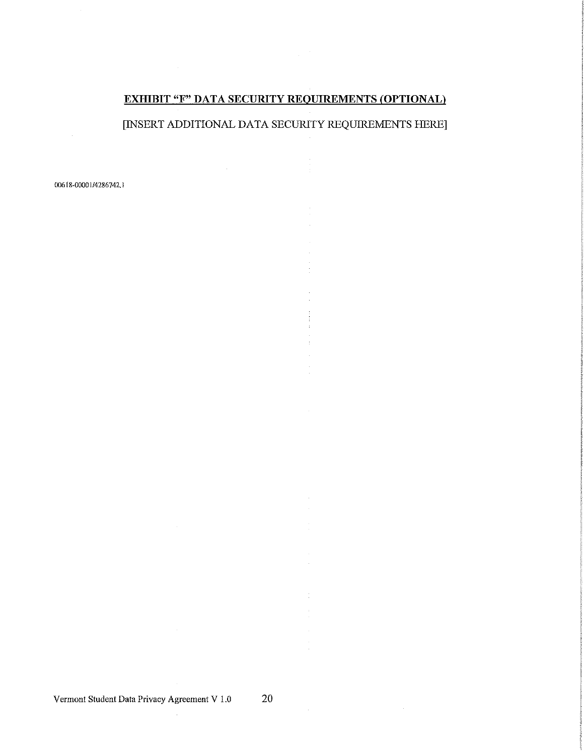## EXHIBIT "F" DATA SECURITY REQUIREMENTS (OPTIONAL)

[INSERT ADDITIONAL DATA SECURITY REQUIREMENTS HERE]

00618-00001/4286742.1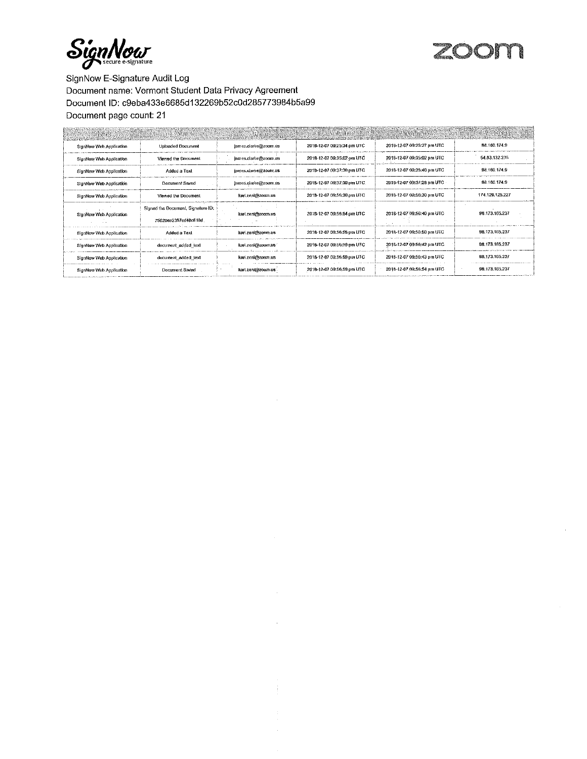SignNow secure e-signature

zoom

SignNow E-Signature Audit Log
Document name: Vermont Student Data Privacy Agreement
Document ID: c9eba433e6685d132269b52c0d285773984b5a99
Document page count: 21

| | | | | | |
|---|---|---|---|---|---|
| SignNow Web Application | Uploaded Document | james.clarke@zoom.us | 2018-12-07 09:25:34 pm UTC | 2018-12-07 09:25:27 pm UTC | 98.160.174.9 |
| SignNow Web Application | Viewed the Document | james.clarke@zoom.us | 2018-12-07 09:35:02 pm UTC | 2018-12-07 09:35:02 pm UTC | 54.83.132.235 |
| SignNow Web Application | Added a Text | james.clarke@zoom.us | 2018-12-07 09:37:30 pm UTC | 2018-12-07 09:35:40 pm UTC | 98.160.174.9 |
| SignNow Web Application | Document Saved | james.clarke@zoom.us | 2018-12-07 09:37:30 pm UTC | 2018-12-07 09:37:28 pm UTC | 98.160.174.9 |
| SignNow Web Application | Viewed the Document | kari.zeni@zoom.us | 2018-12-07 09:56:30 pm UTC | 2018-12-07 09:56:30 pm UTC | 174.129.125.227 |
| SignNow Web Application | Signed the Document, Signature ID: 750206e2357cd48c618d | kari.zeni@zoom.us | 2018-12-07 09:56:54 pm UTC | 2018-12-07 09:56:40 pm UTC | 98.173.165.237 |
| SignNow Web Application | Added a Text | kari.zeni@zoom.us | 2018-12-07 09:56:55 pm UTC | 2018-12-07 09:58:50 pm UTC | 98.173.165.237 |
| SignNow Web Application | document_added_text | kari.zeni@zoom.us | 2018-12-07 09:56:59 pm UTC | 2018-12-07 09:56:42 pm UTC | 98.173.165.237 |
| SignNow Web Application | document_added_text | kari.zeni@zoom.us | 2018-12-07 09:56:59 pm UTC | 2018-12-07 09:56:43 pm UTC | 98.173.165.237 |
| SignNow Web Application | Document Saved | kari.zeni@zoom.us | 2018-12-07 09:56:59 pm UTC | 2018-12-07 09:56:54 pm UTC | 98.173.165.237 |